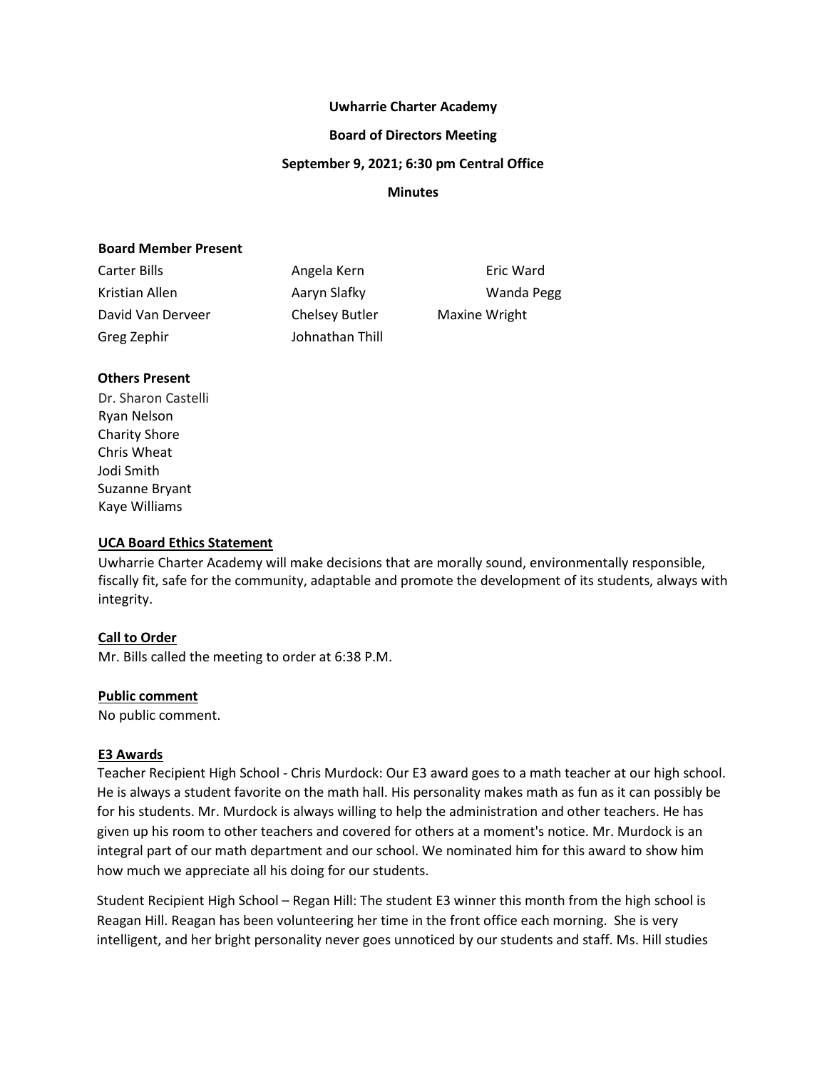**Uwharrie Charter Academy**

**Board of Directors Meeting**

**September 9, 2021; 6:30 pm Central Office**

**Minutes**

**Board Member Present**

| | | |
|---|---|---|
| Carter Bills | Angela Kern | Eric Ward |
| Kristian Allen | Aaryn Slafky | Wanda Pegg |
| David Van Derveer | Chelsey Butler | Maxine Wright |
| Greg Zephir | Johnathan Thill | |

**Others Present**

Dr. Sharon Castelli
Ryan Nelson
Charity Shore
Chris Wheat
Jodi Smith
Suzanne Bryant
Kaye Williams

**UCA Board Ethics Statement**

Uwharrie Charter Academy will make decisions that are morally sound, environmentally responsible, fiscally fit, safe for the community, adaptable and promote the development of its students, always with integrity.

**Call to Order**

Mr. Bills called the meeting to order at 6:38 P.M.

**Public comment**

No public comment.

**E3 Awards**

Teacher Recipient High School - Chris Murdock: Our E3 award goes to a math teacher at our high school. He is always a student favorite on the math hall. His personality makes math as fun as it can possibly be for his students. Mr. Murdock is always willing to help the administration and other teachers. He has given up his room to other teachers and covered for others at a moment's notice. Mr. Murdock is an integral part of our math department and our school. We nominated him for this award to show him how much we appreciate all his doing for our students.

Student Recipient High School – Regan Hill: The student E3 winner this month from the high school is Reagan Hill. Reagan has been volunteering her time in the front office each morning. She is very intelligent, and her bright personality never goes unnoticed by our students and staff. Ms. Hill studies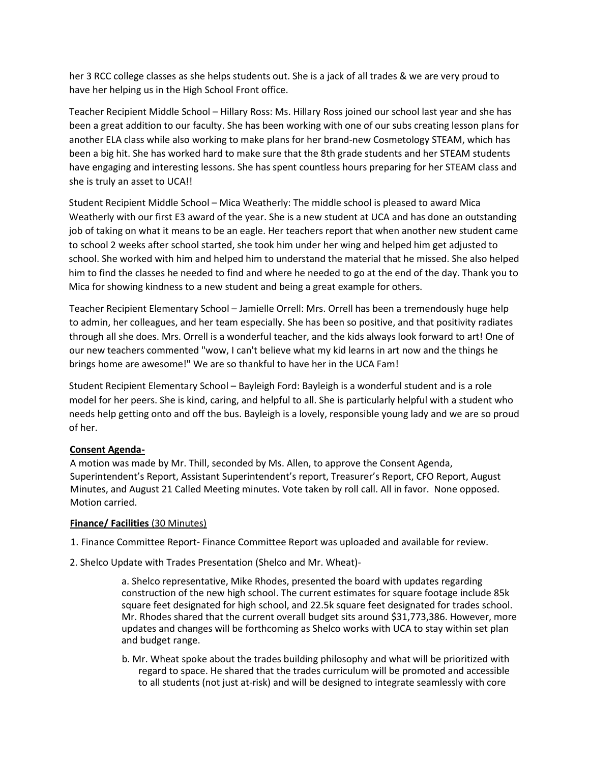her 3 RCC college classes as she helps students out. She is a jack of all trades & we are very proud to have her helping us in the High School Front office.

Teacher Recipient Middle School – Hillary Ross: Ms. Hillary Ross joined our school last year and she has been a great addition to our faculty. She has been working with one of our subs creating lesson plans for another ELA class while also working to make plans for her brand-new Cosmetology STEAM, which has been a big hit. She has worked hard to make sure that the 8th grade students and her STEAM students have engaging and interesting lessons. She has spent countless hours preparing for her STEAM class and she is truly an asset to UCA!!

Student Recipient Middle School – Mica Weatherly: The middle school is pleased to award Mica Weatherly with our first E3 award of the year. She is a new student at UCA and has done an outstanding job of taking on what it means to be an eagle. Her teachers report that when another new student came to school 2 weeks after school started, she took him under her wing and helped him get adjusted to school. She worked with him and helped him to understand the material that he missed. She also helped him to find the classes he needed to find and where he needed to go at the end of the day. Thank you to Mica for showing kindness to a new student and being a great example for others.

Teacher Recipient Elementary School – Jamielle Orrell: Mrs. Orrell has been a tremendously huge help to admin, her colleagues, and her team especially. She has been so positive, and that positivity radiates through all she does. Mrs. Orrell is a wonderful teacher, and the kids always look forward to art! One of our new teachers commented "wow, I can't believe what my kid learns in art now and the things he brings home are awesome!" We are so thankful to have her in the UCA Fam!

Student Recipient Elementary School – Bayleigh Ford: Bayleigh is a wonderful student and is a role model for her peers. She is kind, caring, and helpful to all. She is particularly helpful with a student who needs help getting onto and off the bus. Bayleigh is a lovely, responsible young lady and we are so proud of her.

**Consent Agenda-**

A motion was made by Mr. Thill, seconded by Ms. Allen, to approve the Consent Agenda, Superintendent's Report, Assistant Superintendent's report, Treasurer's Report, CFO Report, August Minutes, and August 21 Called Meeting minutes. Vote taken by roll call. All in favor. None opposed. Motion carried.

**Finance/ Facilities** (30 Minutes)

1. Finance Committee Report- Finance Committee Report was uploaded and available for review.

2. Shelco Update with Trades Presentation (Shelco and Mr. Wheat)-

   a. Shelco representative, Mike Rhodes, presented the board with updates regarding construction of the new high school. The current estimates for square footage include 85k square feet designated for high school, and 22.5k square feet designated for trades school. Mr. Rhodes shared that the current overall budget sits around $31,773,386. However, more updates and changes will be forthcoming as Shelco works with UCA to stay within set plan and budget range.

   b. Mr. Wheat spoke about the trades building philosophy and what will be prioritized with regard to space. He shared that the trades curriculum will be promoted and accessible to all students (not just at-risk) and will be designed to integrate seamlessly with core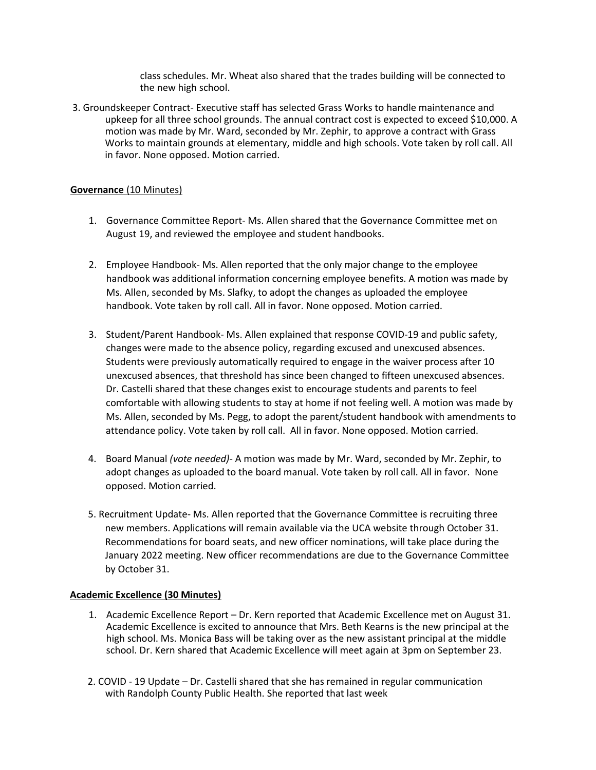class schedules. Mr. Wheat also shared that the trades building will be connected to the new high school.

3. Groundskeeper Contract- Executive staff has selected Grass Works to handle maintenance and upkeep for all three school grounds. The annual contract cost is expected to exceed $10,000. A motion was made by Mr. Ward, seconded by Mr. Zephir, to approve a contract with Grass Works to maintain grounds at elementary, middle and high schools. Vote taken by roll call. All in favor. None opposed. Motion carried.

**<u>Governance</u>** <u>(10 Minutes)</u>

1. Governance Committee Report- Ms. Allen shared that the Governance Committee met on August 19, and reviewed the employee and student handbooks.

2. Employee Handbook- Ms. Allen reported that the only major change to the employee handbook was additional information concerning employee benefits. A motion was made by Ms. Allen, seconded by Ms. Slafky, to adopt the changes as uploaded the employee handbook. Vote taken by roll call. All in favor. None opposed. Motion carried.

3. Student/Parent Handbook- Ms. Allen explained that response COVID-19 and public safety, changes were made to the absence policy, regarding excused and unexcused absences. Students were previously automatically required to engage in the waiver process after 10 unexcused absences, that threshold has since been changed to fifteen unexcused absences. Dr. Castelli shared that these changes exist to encourage students and parents to feel comfortable with allowing students to stay at home if not feeling well. A motion was made by Ms. Allen, seconded by Ms. Pegg, to adopt the parent/student handbook with amendments to attendance policy. Vote taken by roll call. All in favor. None opposed. Motion carried.

4. Board Manual *(vote needed)*- A motion was made by Mr. Ward, seconded by Mr. Zephir, to adopt changes as uploaded to the board manual. Vote taken by roll call. All in favor. None opposed. Motion carried.

5. Recruitment Update- Ms. Allen reported that the Governance Committee is recruiting three new members. Applications will remain available via the UCA website through October 31. Recommendations for board seats, and new officer nominations, will take place during the January 2022 meeting. New officer recommendations are due to the Governance Committee by October 31.

**<u>Academic Excellence (30 Minutes)</u>**

1. Academic Excellence Report – Dr. Kern reported that Academic Excellence met on August 31. Academic Excellence is excited to announce that Mrs. Beth Kearns is the new principal at the high school. Ms. Monica Bass will be taking over as the new assistant principal at the middle school. Dr. Kern shared that Academic Excellence will meet again at 3pm on September 23.

2. COVID - 19 Update – Dr. Castelli shared that she has remained in regular communication with Randolph County Public Health. She reported that last week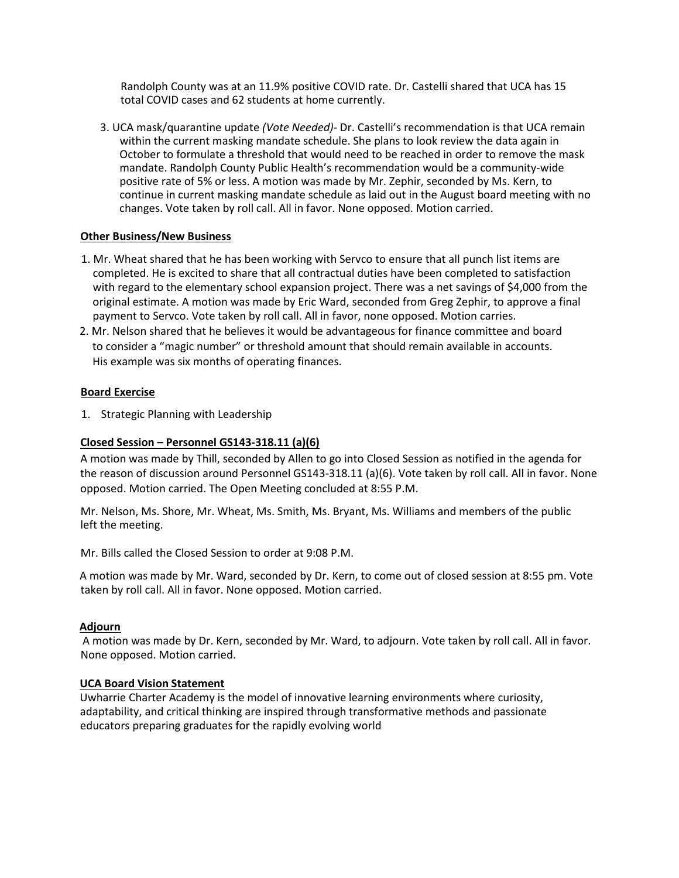Randolph County was at an 11.9% positive COVID rate. Dr. Castelli shared that UCA has 15 total COVID cases and 62 students at home currently.

3. UCA mask/quarantine update *(Vote Needed)*- Dr. Castelli's recommendation is that UCA remain within the current masking mandate schedule. She plans to look review the data again in October to formulate a threshold that would need to be reached in order to remove the mask mandate. Randolph County Public Health's recommendation would be a community-wide positive rate of 5% or less. A motion was made by Mr. Zephir, seconded by Ms. Kern, to continue in current masking mandate schedule as laid out in the August board meeting with no changes. Vote taken by roll call. All in favor. None opposed. Motion carried.

**Other Business/New Business**

1. Mr. Wheat shared that he has been working with Servco to ensure that all punch list items are completed. He is excited to share that all contractual duties have been completed to satisfaction with regard to the elementary school expansion project. There was a net savings of $4,000 from the original estimate. A motion was made by Eric Ward, seconded from Greg Zephir, to approve a final payment to Servco. Vote taken by roll call. All in favor, none opposed. Motion carries.
2. Mr. Nelson shared that he believes it would be advantageous for finance committee and board to consider a "magic number" or threshold amount that should remain available in accounts. His example was six months of operating finances.

**Board Exercise**

1. Strategic Planning with Leadership

**Closed Session – Personnel GS143-318.11 (a)(6)**

A motion was made by Thill, seconded by Allen to go into Closed Session as notified in the agenda for the reason of discussion around Personnel GS143-318.11 (a)(6). Vote taken by roll call. All in favor. None opposed. Motion carried. The Open Meeting concluded at 8:55 P.M.

Mr. Nelson, Ms. Shore, Mr. Wheat, Ms. Smith, Ms. Bryant, Ms. Williams and members of the public left the meeting.

Mr. Bills called the Closed Session to order at 9:08 P.M.

A motion was made by Mr. Ward, seconded by Dr. Kern, to come out of closed session at 8:55 pm. Vote taken by roll call. All in favor. None opposed. Motion carried.

**Adjourn**

A motion was made by Dr. Kern, seconded by Mr. Ward, to adjourn. Vote taken by roll call. All in favor. None opposed. Motion carried.

**UCA Board Vision Statement**

Uwharrie Charter Academy is the model of innovative learning environments where curiosity, adaptability, and critical thinking are inspired through transformative methods and passionate educators preparing graduates for the rapidly evolving world